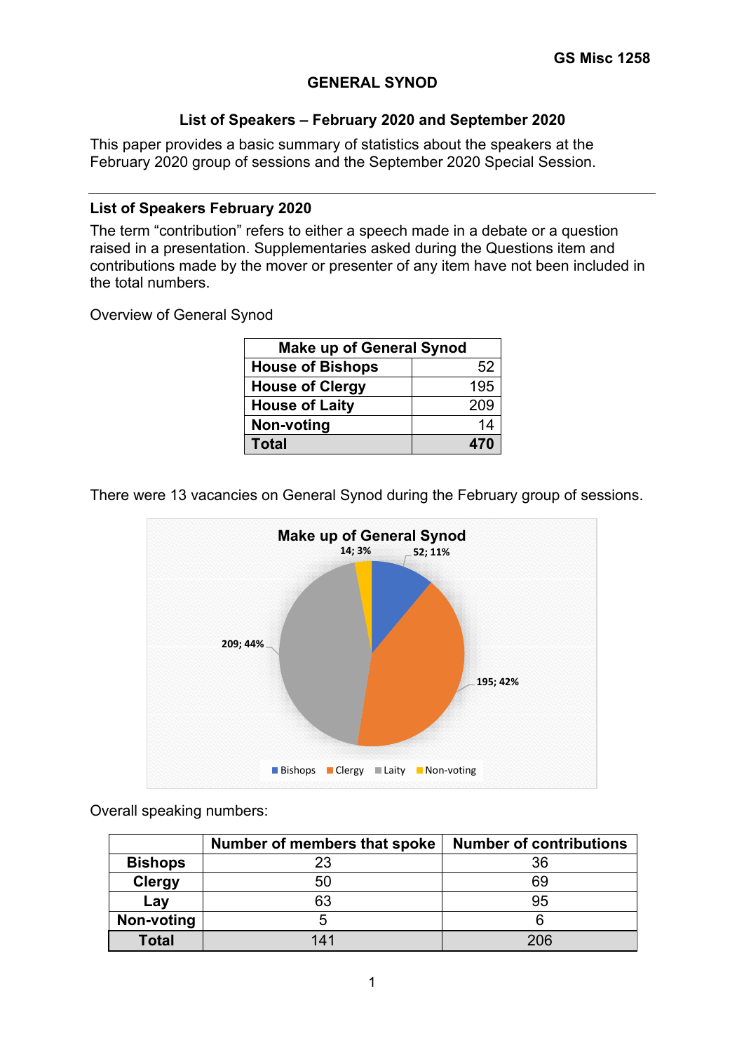GS Misc 1258

# GENERAL SYNOD

## List of Speakers – February 2020 and September 2020

This paper provides a basic summary of statistics about the speakers at the February 2020 group of sessions and the September 2020 Special Session.

---

## List of Speakers February 2020

The term "contribution" refers to either a speech made in a debate or a question raised in a presentation. Supplementaries asked during the Questions item and contributions made by the mover or presenter of any item have not been included in the total numbers.

Overview of General Synod

| Make up of General Synod | |
|---|---|
| **House of Bishops** | 52 |
| **House of Clergy** | 195 |
| **House of Laity** | 209 |
| **Non-voting** | 14 |
| **Total** | **470** |

There were 13 vacancies on General Synod during the February group of sessions.

Make up of General Synod

14; 3%

52; 11%

209; 44%

195; 42%

Bishops Clergy Laity Non-voting

Overall speaking numbers:

| | Number of members that spoke | Number of contributions |
|---|---|---|
| **Bishops** | 23 | 36 |
| **Clergy** | 50 | 69 |
| **Lay** | 63 | 95 |
| **Non-voting** | 5 | 6 |
| **Total** | 141 | 206 |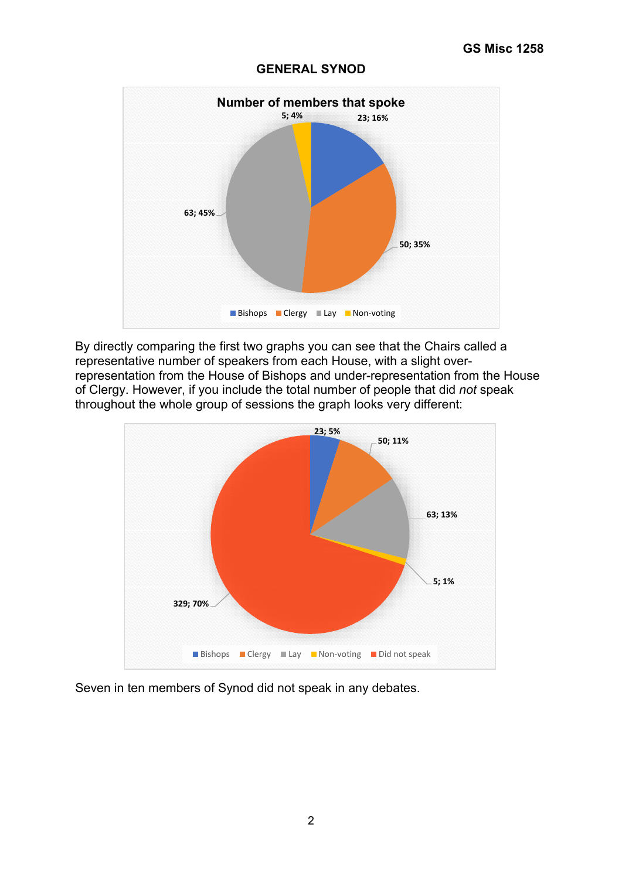## GENERAL SYNOD

Number of members that spoke

5; 4%
23; 16%
63; 45%
50; 35%

Bishops Clergy Lay Non-voting

By directly comparing the first two graphs you can see that the Chairs called a representative number of speakers from each House, with a slight over-representation from the House of Bishops and under-representation from the House of Clergy. However, if you include the total number of people that did *not* speak throughout the whole group of sessions the graph looks very different:

23; 5%
50; 11%
63; 13%
5; 1%
329; 70%

Bishops Clergy Lay Non-voting Did not speak

Seven in ten members of Synod did not speak in any debates.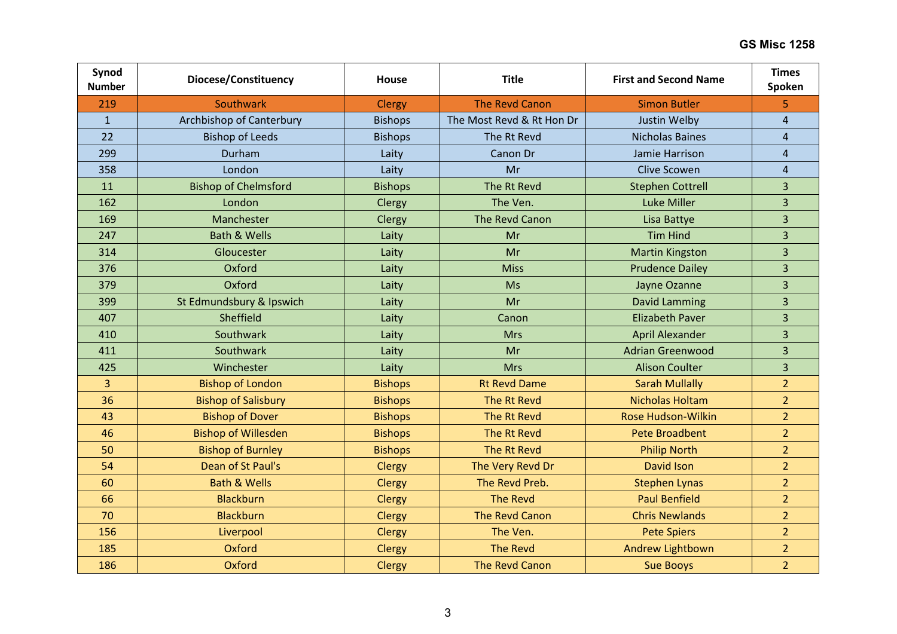**GS Misc 1258**

| Synod Number | Diocese/Constituency | House | Title | First and Second Name | Times Spoken |
|---|---|---|---|---|---|
| 219 | Southwark | Clergy | The Revd Canon | Simon Butler | 5 |
| 1 | Archbishop of Canterbury | Bishops | The Most Revd & Rt Hon Dr | Justin Welby | 4 |
| 22 | Bishop of Leeds | Bishops | The Rt Revd | Nicholas Baines | 4 |
| 299 | Durham | Laity | Canon Dr | Jamie Harrison | 4 |
| 358 | London | Laity | Mr | Clive Scowen | 4 |
| 11 | Bishop of Chelmsford | Bishops | The Rt Revd | Stephen Cottrell | 3 |
| 162 | London | Clergy | The Ven. | Luke Miller | 3 |
| 169 | Manchester | Clergy | The Revd Canon | Lisa Battye | 3 |
| 247 | Bath & Wells | Laity | Mr | Tim Hind | 3 |
| 314 | Gloucester | Laity | Mr | Martin Kingston | 3 |
| 376 | Oxford | Laity | Miss | Prudence Dailey | 3 |
| 379 | Oxford | Laity | Ms | Jayne Ozanne | 3 |
| 399 | St Edmundsbury & Ipswich | Laity | Mr | David Lamming | 3 |
| 407 | Sheffield | Laity | Canon | Elizabeth Paver | 3 |
| 410 | Southwark | Laity | Mrs | April Alexander | 3 |
| 411 | Southwark | Laity | Mr | Adrian Greenwood | 3 |
| 425 | Winchester | Laity | Mrs | Alison Coulter | 3 |
| 3 | Bishop of London | Bishops | Rt Revd Dame | Sarah Mullally | 2 |
| 36 | Bishop of Salisbury | Bishops | The Rt Revd | Nicholas Holtam | 2 |
| 43 | Bishop of Dover | Bishops | The Rt Revd | Rose Hudson-Wilkin | 2 |
| 46 | Bishop of Willesden | Bishops | The Rt Revd | Pete Broadbent | 2 |
| 50 | Bishop of Burnley | Bishops | The Rt Revd | Philip North | 2 |
| 54 | Dean of St Paul's | Clergy | The Very Revd Dr | David Ison | 2 |
| 60 | Bath & Wells | Clergy | The Revd Preb. | Stephen Lynas | 2 |
| 66 | Blackburn | Clergy | The Revd | Paul Benfield | 2 |
| 70 | Blackburn | Clergy | The Revd Canon | Chris Newlands | 2 |
| 156 | Liverpool | Clergy | The Ven. | Pete Spiers | 2 |
| 185 | Oxford | Clergy | The Revd | Andrew Lightbown | 2 |
| 186 | Oxford | Clergy | The Revd Canon | Sue Booys | 2 |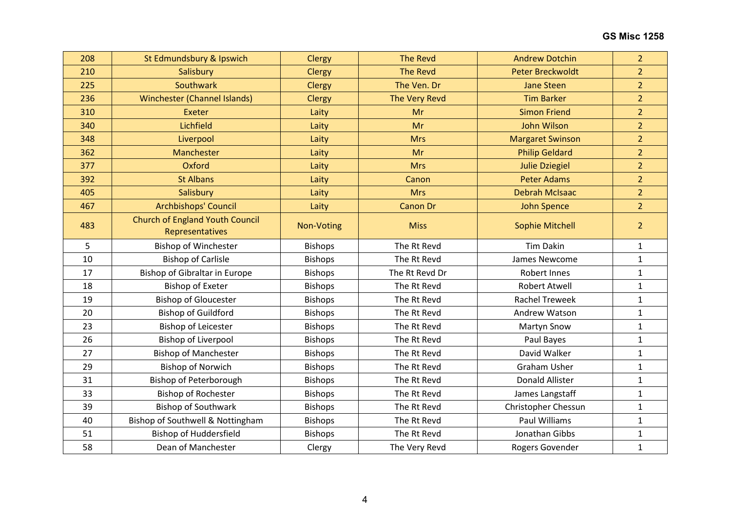| 208 | St Edmundsbury & Ipswich | Clergy | The Revd | Andrew Dotchin | 2 |
|---|---|---|---|---|---|
| 210 | Salisbury | Clergy | The Revd | Peter Breckwoldt | 2 |
| 225 | Southwark | Clergy | The Ven. Dr | Jane Steen | 2 |
| 236 | Winchester (Channel Islands) | Clergy | The Very Revd | Tim Barker | 2 |
| 310 | Exeter | Laity | Mr | Simon Friend | 2 |
| 340 | Lichfield | Laity | Mr | John Wilson | 2 |
| 348 | Liverpool | Laity | Mrs | Margaret Swinson | 2 |
| 362 | Manchester | Laity | Mr | Philip Geldard | 2 |
| 377 | Oxford | Laity | Mrs | Julie Dziegiel | 2 |
| 392 | St Albans | Laity | Canon | Peter Adams | 2 |
| 405 | Salisbury | Laity | Mrs | Debrah McIsaac | 2 |
| 467 | Archbishops' Council | Laity | Canon Dr | John Spence | 2 |
| 483 | Church of England Youth Council Representatives | Non-Voting | Miss | Sophie Mitchell | 2 |
| 5 | Bishop of Winchester | Bishops | The Rt Revd | Tim Dakin | 1 |
| 10 | Bishop of Carlisle | Bishops | The Rt Revd | James Newcome | 1 |
| 17 | Bishop of Gibraltar in Europe | Bishops | The Rt Revd Dr | Robert Innes | 1 |
| 18 | Bishop of Exeter | Bishops | The Rt Revd | Robert Atwell | 1 |
| 19 | Bishop of Gloucester | Bishops | The Rt Revd | Rachel Treweek | 1 |
| 20 | Bishop of Guildford | Bishops | The Rt Revd | Andrew Watson | 1 |
| 23 | Bishop of Leicester | Bishops | The Rt Revd | Martyn Snow | 1 |
| 26 | Bishop of Liverpool | Bishops | The Rt Revd | Paul Bayes | 1 |
| 27 | Bishop of Manchester | Bishops | The Rt Revd | David Walker | 1 |
| 29 | Bishop of Norwich | Bishops | The Rt Revd | Graham Usher | 1 |
| 31 | Bishop of Peterborough | Bishops | The Rt Revd | Donald Allister | 1 |
| 33 | Bishop of Rochester | Bishops | The Rt Revd | James Langstaff | 1 |
| 39 | Bishop of Southwark | Bishops | The Rt Revd | Christopher Chessun | 1 |
| 40 | Bishop of Southwell & Nottingham | Bishops | The Rt Revd | Paul Williams | 1 |
| 51 | Bishop of Huddersfield | Bishops | The Rt Revd | Jonathan Gibbs | 1 |
| 58 | Dean of Manchester | Clergy | The Very Revd | Rogers Govender | 1 |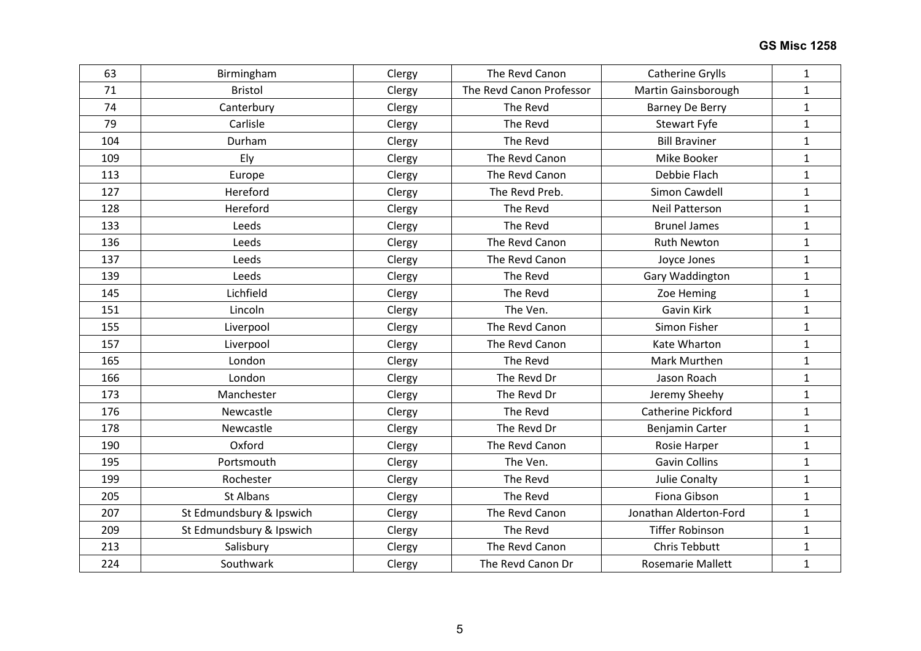| 63 | Birmingham | Clergy | The Revd Canon | Catherine Grylls | 1 |
|---|---|---|---|---|---|
| 71 | Bristol | Clergy | The Revd Canon Professor | Martin Gainsborough | 1 |
| 74 | Canterbury | Clergy | The Revd | Barney De Berry | 1 |
| 79 | Carlisle | Clergy | The Revd | Stewart Fyfe | 1 |
| 104 | Durham | Clergy | The Revd | Bill Braviner | 1 |
| 109 | Ely | Clergy | The Revd Canon | Mike Booker | 1 |
| 113 | Europe | Clergy | The Revd Canon | Debbie Flach | 1 |
| 127 | Hereford | Clergy | The Revd Preb. | Simon Cawdell | 1 |
| 128 | Hereford | Clergy | The Revd | Neil Patterson | 1 |
| 133 | Leeds | Clergy | The Revd | Brunel James | 1 |
| 136 | Leeds | Clergy | The Revd Canon | Ruth Newton | 1 |
| 137 | Leeds | Clergy | The Revd Canon | Joyce Jones | 1 |
| 139 | Leeds | Clergy | The Revd | Gary Waddington | 1 |
| 145 | Lichfield | Clergy | The Revd | Zoe Heming | 1 |
| 151 | Lincoln | Clergy | The Ven. | Gavin Kirk | 1 |
| 155 | Liverpool | Clergy | The Revd Canon | Simon Fisher | 1 |
| 157 | Liverpool | Clergy | The Revd Canon | Kate Wharton | 1 |
| 165 | London | Clergy | The Revd | Mark Murthen | 1 |
| 166 | London | Clergy | The Revd Dr | Jason Roach | 1 |
| 173 | Manchester | Clergy | The Revd Dr | Jeremy Sheehy | 1 |
| 176 | Newcastle | Clergy | The Revd | Catherine Pickford | 1 |
| 178 | Newcastle | Clergy | The Revd Dr | Benjamin Carter | 1 |
| 190 | Oxford | Clergy | The Revd Canon | Rosie Harper | 1 |
| 195 | Portsmouth | Clergy | The Ven. | Gavin Collins | 1 |
| 199 | Rochester | Clergy | The Revd | Julie Conalty | 1 |
| 205 | St Albans | Clergy | The Revd | Fiona Gibson | 1 |
| 207 | St Edmundsbury & Ipswich | Clergy | The Revd Canon | Jonathan Alderton-Ford | 1 |
| 209 | St Edmundsbury & Ipswich | Clergy | The Revd | Tiffer Robinson | 1 |
| 213 | Salisbury | Clergy | The Revd Canon | Chris Tebbutt | 1 |
| 224 | Southwark | Clergy | The Revd Canon Dr | Rosemarie Mallett | 1 |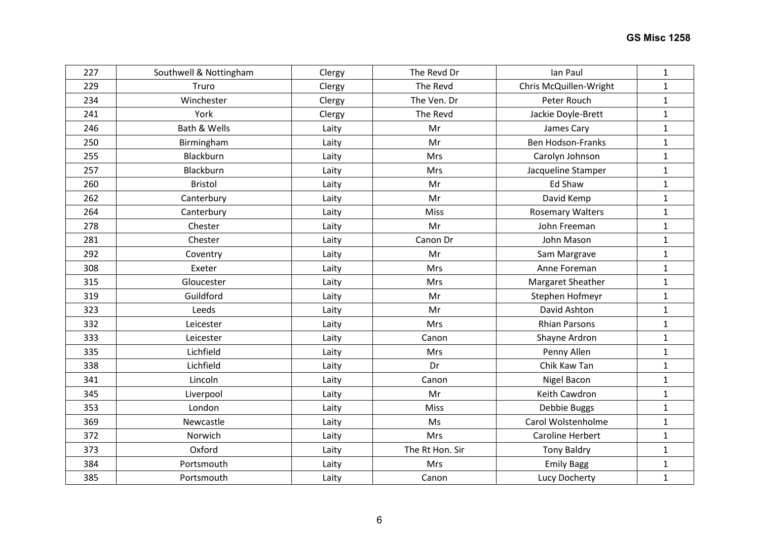| 227 | Southwell & Nottingham | Clergy | The Revd Dr | Ian Paul | 1 |
|---|---|---|---|---|---|
| 229 | Truro | Clergy | The Revd | Chris McQuillen-Wright | 1 |
| 234 | Winchester | Clergy | The Ven. Dr | Peter Rouch | 1 |
| 241 | York | Clergy | The Revd | Jackie Doyle-Brett | 1 |
| 246 | Bath & Wells | Laity | Mr | James Cary | 1 |
| 250 | Birmingham | Laity | Mr | Ben Hodson-Franks | 1 |
| 255 | Blackburn | Laity | Mrs | Carolyn Johnson | 1 |
| 257 | Blackburn | Laity | Mrs | Jacqueline Stamper | 1 |
| 260 | Bristol | Laity | Mr | Ed Shaw | 1 |
| 262 | Canterbury | Laity | Mr | David Kemp | 1 |
| 264 | Canterbury | Laity | Miss | Rosemary Walters | 1 |
| 278 | Chester | Laity | Mr | John Freeman | 1 |
| 281 | Chester | Laity | Canon Dr | John Mason | 1 |
| 292 | Coventry | Laity | Mr | Sam Margrave | 1 |
| 308 | Exeter | Laity | Mrs | Anne Foreman | 1 |
| 315 | Gloucester | Laity | Mrs | Margaret Sheather | 1 |
| 319 | Guildford | Laity | Mr | Stephen Hofmeyr | 1 |
| 323 | Leeds | Laity | Mr | David Ashton | 1 |
| 332 | Leicester | Laity | Mrs | Rhian Parsons | 1 |
| 333 | Leicester | Laity | Canon | Shayne Ardron | 1 |
| 335 | Lichfield | Laity | Mrs | Penny Allen | 1 |
| 338 | Lichfield | Laity | Dr | Chik Kaw Tan | 1 |
| 341 | Lincoln | Laity | Canon | Nigel Bacon | 1 |
| 345 | Liverpool | Laity | Mr | Keith Cawdron | 1 |
| 353 | London | Laity | Miss | Debbie Buggs | 1 |
| 369 | Newcastle | Laity | Ms | Carol Wolstenholme | 1 |
| 372 | Norwich | Laity | Mrs | Caroline Herbert | 1 |
| 373 | Oxford | Laity | The Rt Hon. Sir | Tony Baldry | 1 |
| 384 | Portsmouth | Laity | Mrs | Emily Bagg | 1 |
| 385 | Portsmouth | Laity | Canon | Lucy Docherty | 1 |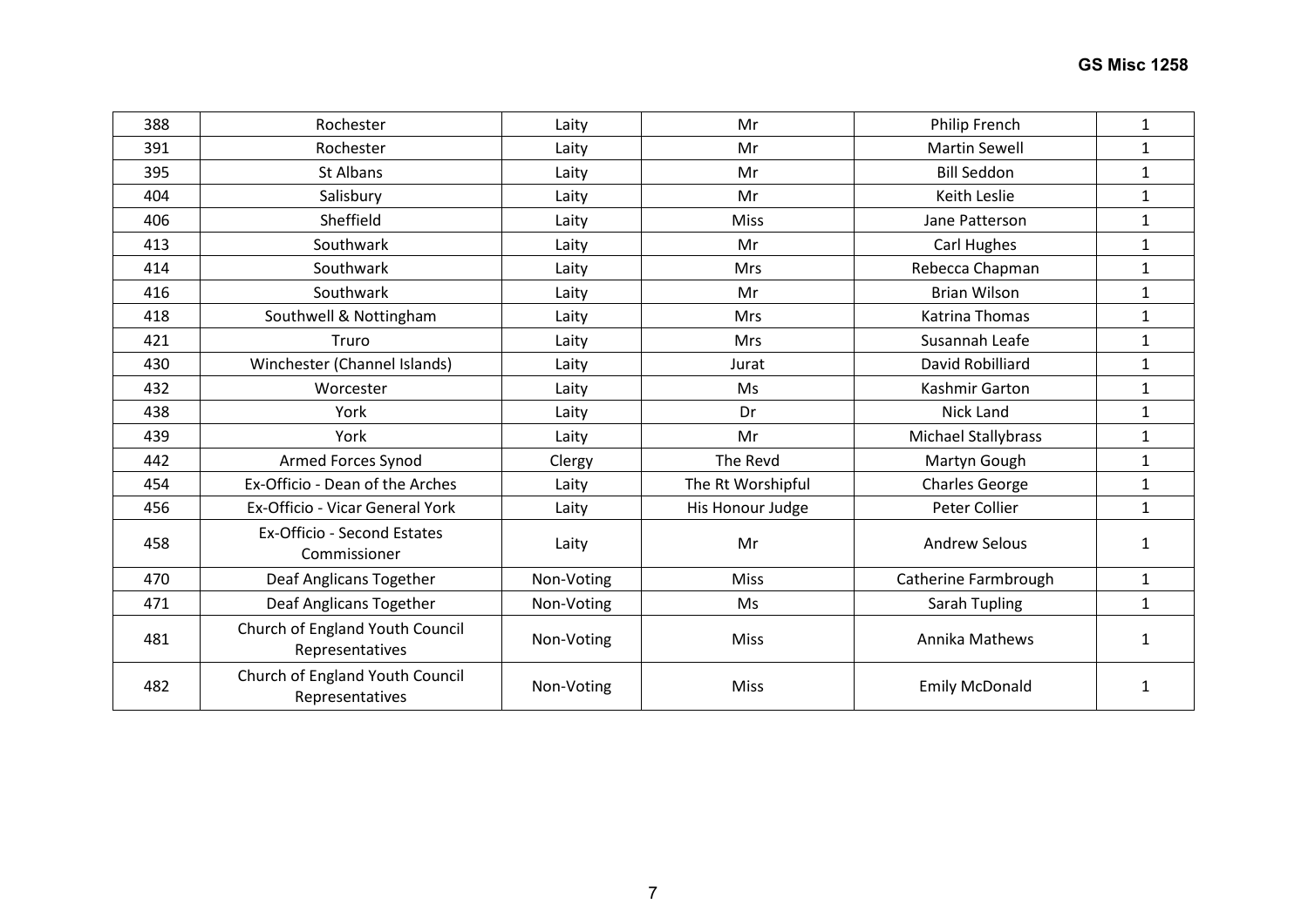| | | | | | |
|---|---|---|---|---|---|
| 388 | Rochester | Laity | Mr | Philip French | 1 |
| 391 | Rochester | Laity | Mr | Martin Sewell | 1 |
| 395 | St Albans | Laity | Mr | Bill Seddon | 1 |
| 404 | Salisbury | Laity | Mr | Keith Leslie | 1 |
| 406 | Sheffield | Laity | Miss | Jane Patterson | 1 |
| 413 | Southwark | Laity | Mr | Carl Hughes | 1 |
| 414 | Southwark | Laity | Mrs | Rebecca Chapman | 1 |
| 416 | Southwark | Laity | Mr | Brian Wilson | 1 |
| 418 | Southwell & Nottingham | Laity | Mrs | Katrina Thomas | 1 |
| 421 | Truro | Laity | Mrs | Susannah Leafe | 1 |
| 430 | Winchester (Channel Islands) | Laity | Jurat | David Robilliard | 1 |
| 432 | Worcester | Laity | Ms | Kashmir Garton | 1 |
| 438 | York | Laity | Dr | Nick Land | 1 |
| 439 | York | Laity | Mr | Michael Stallybrass | 1 |
| 442 | Armed Forces Synod | Clergy | The Revd | Martyn Gough | 1 |
| 454 | Ex-Officio - Dean of the Arches | Laity | The Rt Worshipful | Charles George | 1 |
| 456 | Ex-Officio - Vicar General York | Laity | His Honour Judge | Peter Collier | 1 |
| 458 | Ex-Officio - Second Estates Commissioner | Laity | Mr | Andrew Selous | 1 |
| 470 | Deaf Anglicans Together | Non-Voting | Miss | Catherine Farmbrough | 1 |
| 471 | Deaf Anglicans Together | Non-Voting | Ms | Sarah Tupling | 1 |
| 481 | Church of England Youth Council Representatives | Non-Voting | Miss | Annika Mathews | 1 |
| 482 | Church of England Youth Council Representatives | Non-Voting | Miss | Emily McDonald | 1 |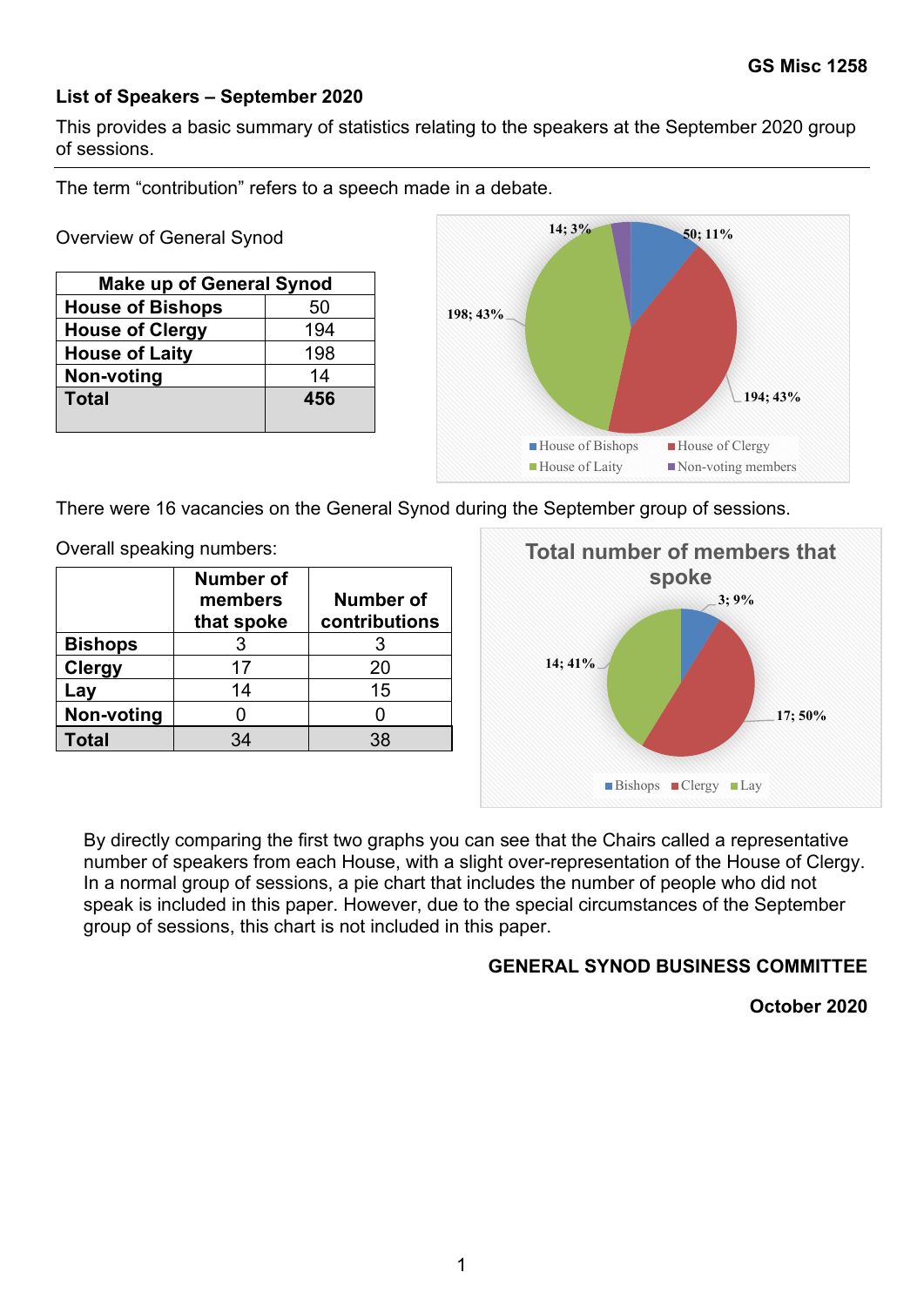**GS Misc 1258**

## List of Speakers – September 2020

This provides a basic summary of statistics relating to the speakers at the September 2020 group of sessions.

---

The term “contribution” refers to a speech made in a debate.

Overview of General Synod

| Make up of General Synod | |
|---|---|
| **House of Bishops** | 50 |
| **House of Clergy** | 194 |
| **House of Laity** | 198 |
| **Non-voting** | 14 |
| **Total** | **456** |

There were 16 vacancies on the General Synod during the September group of sessions.

Overall speaking numbers:

| | Number of members that spoke | Number of contributions |
|---|---|---|
| **Bishops** | 3 | 3 |
| **Clergy** | 17 | 20 |
| **Lay** | 14 | 15 |
| **Non-voting** | 0 | 0 |
| **Total** | 34 | 38 |

By directly comparing the first two graphs you can see that the Chairs called a representative number of speakers from each House, with a slight over-representation of the House of Clergy. In a normal group of sessions, a pie chart that includes the number of people who did not speak is included in this paper. However, due to the special circumstances of the September group of sessions, this chart is not included in this paper.

**GENERAL SYNOD BUSINESS COMMITTEE**

**October 2020**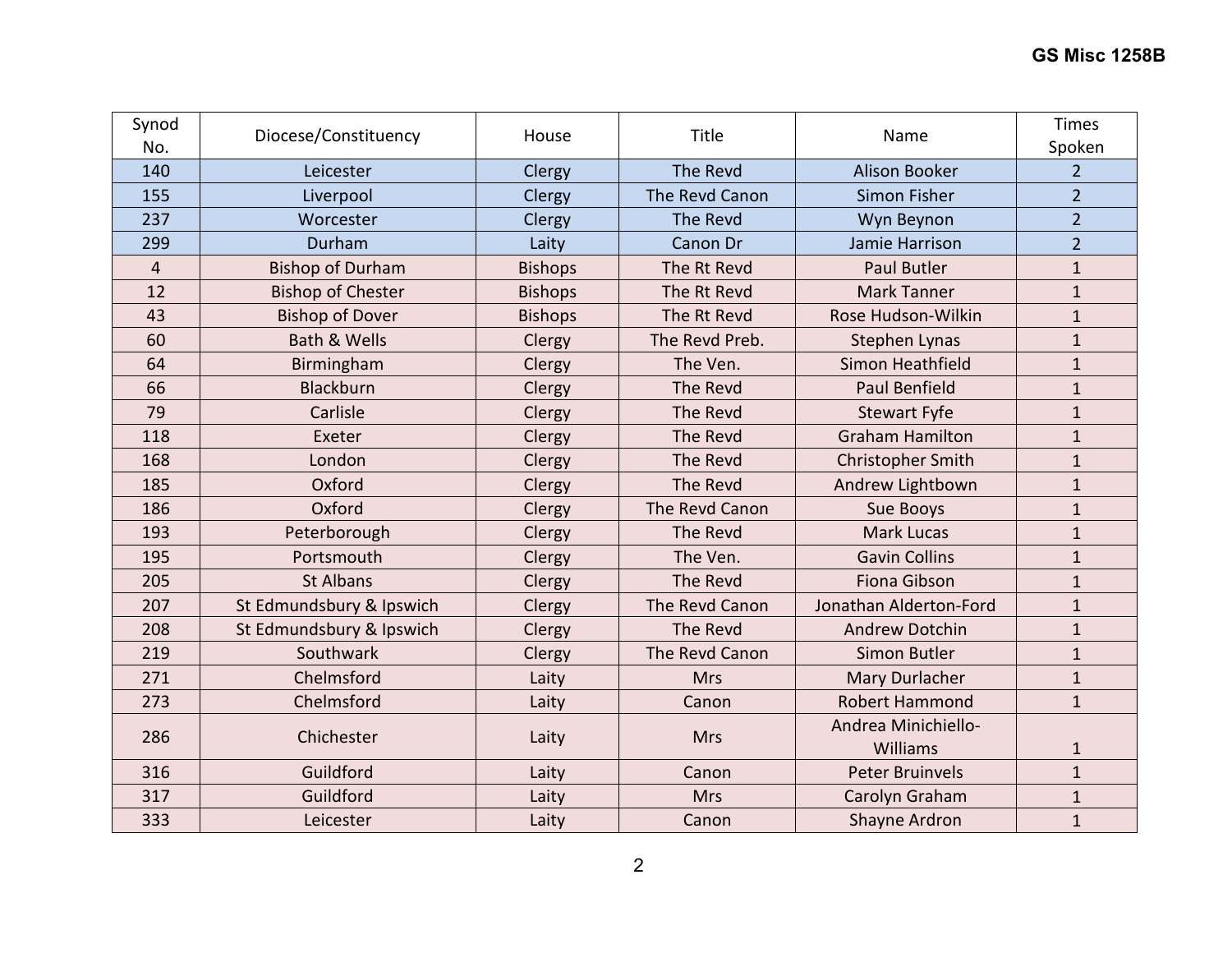| Synod No. | Diocese/Constituency | House | Title | Name | Times Spoken |
|---|---|---|---|---|---|
| 140 | Leicester | Clergy | The Revd | Alison Booker | 2 |
| 155 | Liverpool | Clergy | The Revd Canon | Simon Fisher | 2 |
| 237 | Worcester | Clergy | The Revd | Wyn Beynon | 2 |
| 299 | Durham | Laity | Canon Dr | Jamie Harrison | 2 |
| 4 | Bishop of Durham | Bishops | The Rt Revd | Paul Butler | 1 |
| 12 | Bishop of Chester | Bishops | The Rt Revd | Mark Tanner | 1 |
| 43 | Bishop of Dover | Bishops | The Rt Revd | Rose Hudson-Wilkin | 1 |
| 60 | Bath & Wells | Clergy | The Revd Preb. | Stephen Lynas | 1 |
| 64 | Birmingham | Clergy | The Ven. | Simon Heathfield | 1 |
| 66 | Blackburn | Clergy | The Revd | Paul Benfield | 1 |
| 79 | Carlisle | Clergy | The Revd | Stewart Fyfe | 1 |
| 118 | Exeter | Clergy | The Revd | Graham Hamilton | 1 |
| 168 | London | Clergy | The Revd | Christopher Smith | 1 |
| 185 | Oxford | Clergy | The Revd | Andrew Lightbown | 1 |
| 186 | Oxford | Clergy | The Revd Canon | Sue Booys | 1 |
| 193 | Peterborough | Clergy | The Revd | Mark Lucas | 1 |
| 195 | Portsmouth | Clergy | The Ven. | Gavin Collins | 1 |
| 205 | St Albans | Clergy | The Revd | Fiona Gibson | 1 |
| 207 | St Edmundsbury & Ipswich | Clergy | The Revd Canon | Jonathan Alderton-Ford | 1 |
| 208 | St Edmundsbury & Ipswich | Clergy | The Revd | Andrew Dotchin | 1 |
| 219 | Southwark | Clergy | The Revd Canon | Simon Butler | 1 |
| 271 | Chelmsford | Laity | Mrs | Mary Durlacher | 1 |
| 273 | Chelmsford | Laity | Canon | Robert Hammond | 1 |
| 286 | Chichester | Laity | Mrs | Andrea Minichiello-Williams | 1 |
| 316 | Guildford | Laity | Canon | Peter Bruinvels | 1 |
| 317 | Guildford | Laity | Mrs | Carolyn Graham | 1 |
| 333 | Leicester | Laity | Canon | Shayne Ardron | 1 |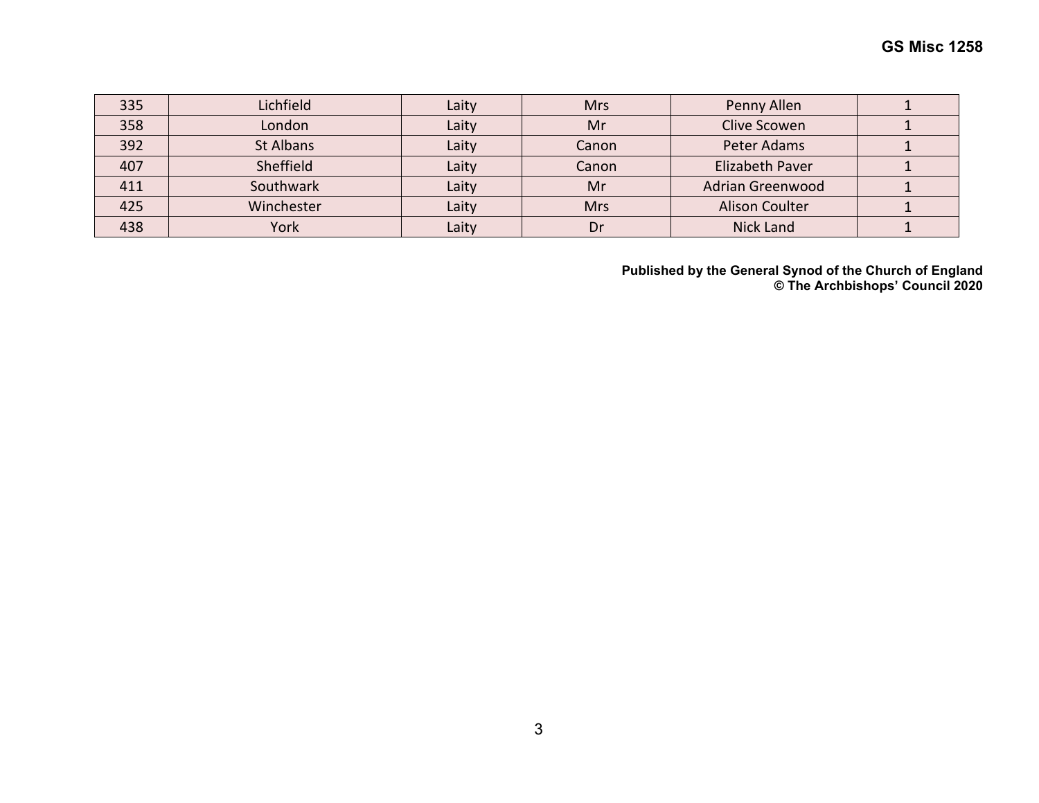| | | | | | |
|---|---|---|---|---|---|
| 335 | Lichfield | Laity | Mrs | Penny Allen | 1 |
| 358 | London | Laity | Mr | Clive Scowen | 1 |
| 392 | St Albans | Laity | Canon | Peter Adams | 1 |
| 407 | Sheffield | Laity | Canon | Elizabeth Paver | 1 |
| 411 | Southwark | Laity | Mr | Adrian Greenwood | 1 |
| 425 | Winchester | Laity | Mrs | Alison Coulter | 1 |
| 438 | York | Laity | Dr | Nick Land | 1 |

**Published by the General Synod of the Church of England**
**© The Archbishops' Council 2020**